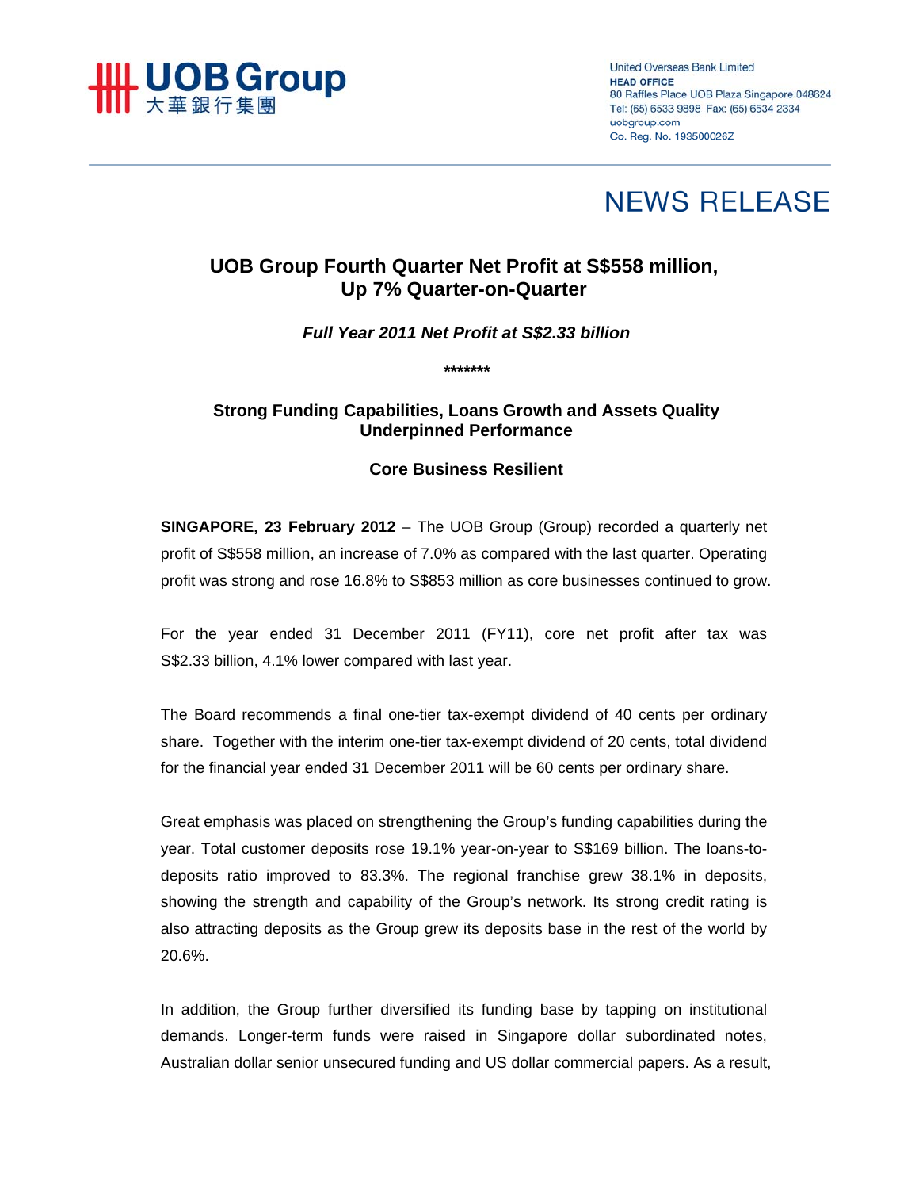United Overseas Bank Limited
**HEAD OFFICE**
80 Raffles Place UOB Plaza Singapore 048624
Tel: (65) 6533 9898 Fax: (65) 6534 2334
uobgroup.com
Co. Reg. No. 193500026Z

# NEWS RELEASE

## UOB Group Fourth Quarter Net Profit at S$558 million, Up 7% Quarter-on-Quarter

***Full Year 2011 Net Profit at S$2.33 billion***

*******

### Strong Funding Capabilities, Loans Growth and Assets Quality Underpinned Performance

### Core Business Resilient

**SINGAPORE, 23 February 2012** – The UOB Group (Group) recorded a quarterly net profit of S$558 million, an increase of 7.0% as compared with the last quarter. Operating profit was strong and rose 16.8% to S$853 million as core businesses continued to grow.

For the year ended 31 December 2011 (FY11), core net profit after tax was S$2.33 billion, 4.1% lower compared with last year.

The Board recommends a final one-tier tax-exempt dividend of 40 cents per ordinary share. Together with the interim one-tier tax-exempt dividend of 20 cents, total dividend for the financial year ended 31 December 2011 will be 60 cents per ordinary share.

Great emphasis was placed on strengthening the Group's funding capabilities during the year. Total customer deposits rose 19.1% year-on-year to S$169 billion. The loans-to-deposits ratio improved to 83.3%. The regional franchise grew 38.1% in deposits, showing the strength and capability of the Group's network. Its strong credit rating is also attracting deposits as the Group grew its deposits base in the rest of the world by 20.6%.

In addition, the Group further diversified its funding base by tapping on institutional demands. Longer-term funds were raised in Singapore dollar subordinated notes, Australian dollar senior unsecured funding and US dollar commercial papers. As a result,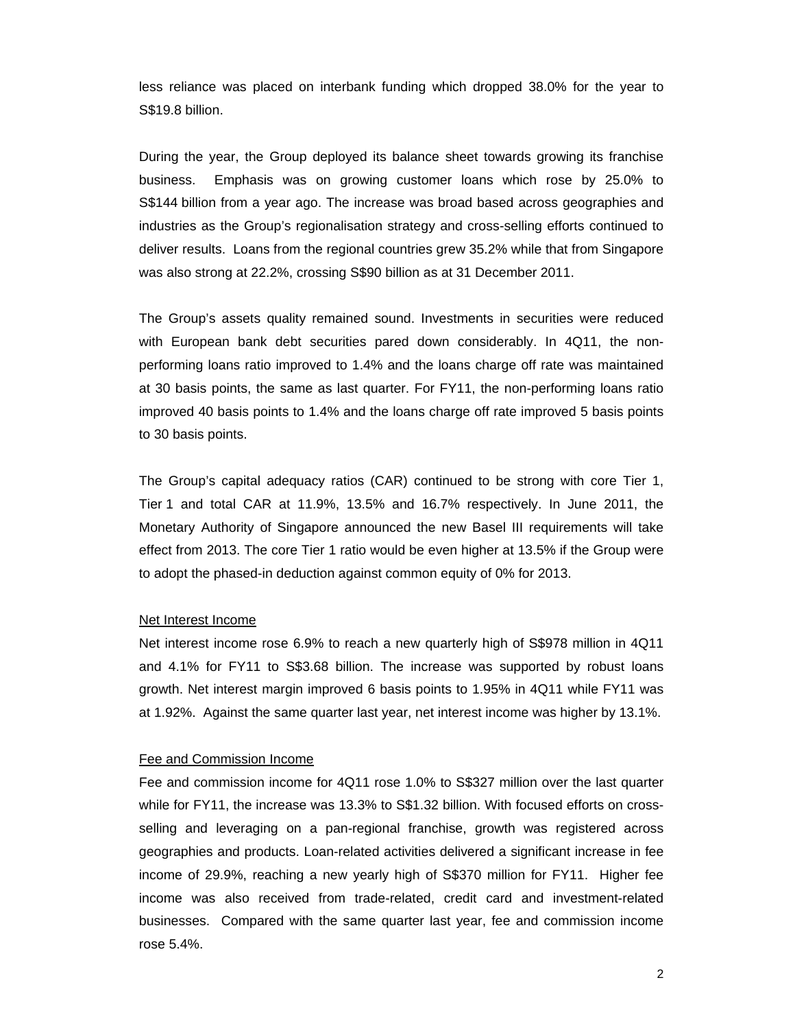less reliance was placed on interbank funding which dropped 38.0% for the year to S$19.8 billion.

During the year, the Group deployed its balance sheet towards growing its franchise business. Emphasis was on growing customer loans which rose by 25.0% to S$144 billion from a year ago. The increase was broad based across geographies and industries as the Group's regionalisation strategy and cross-selling efforts continued to deliver results. Loans from the regional countries grew 35.2% while that from Singapore was also strong at 22.2%, crossing S$90 billion as at 31 December 2011.

The Group's assets quality remained sound. Investments in securities were reduced with European bank debt securities pared down considerably. In 4Q11, the non-performing loans ratio improved to 1.4% and the loans charge off rate was maintained at 30 basis points, the same as last quarter. For FY11, the non-performing loans ratio improved 40 basis points to 1.4% and the loans charge off rate improved 5 basis points to 30 basis points.

The Group's capital adequacy ratios (CAR) continued to be strong with core Tier 1, Tier 1 and total CAR at 11.9%, 13.5% and 16.7% respectively. In June 2011, the Monetary Authority of Singapore announced the new Basel III requirements will take effect from 2013. The core Tier 1 ratio would be even higher at 13.5% if the Group were to adopt the phased-in deduction against common equity of 0% for 2013.

## Net Interest Income

Net interest income rose 6.9% to reach a new quarterly high of S$978 million in 4Q11 and 4.1% for FY11 to S$3.68 billion. The increase was supported by robust loans growth. Net interest margin improved 6 basis points to 1.95% in 4Q11 while FY11 was at 1.92%. Against the same quarter last year, net interest income was higher by 13.1%.

## Fee and Commission Income

Fee and commission income for 4Q11 rose 1.0% to S$327 million over the last quarter while for FY11, the increase was 13.3% to S$1.32 billion. With focused efforts on cross-selling and leveraging on a pan-regional franchise, growth was registered across geographies and products. Loan-related activities delivered a significant increase in fee income of 29.9%, reaching a new yearly high of S$370 million for FY11. Higher fee income was also received from trade-related, credit card and investment-related businesses. Compared with the same quarter last year, fee and commission income rose 5.4%.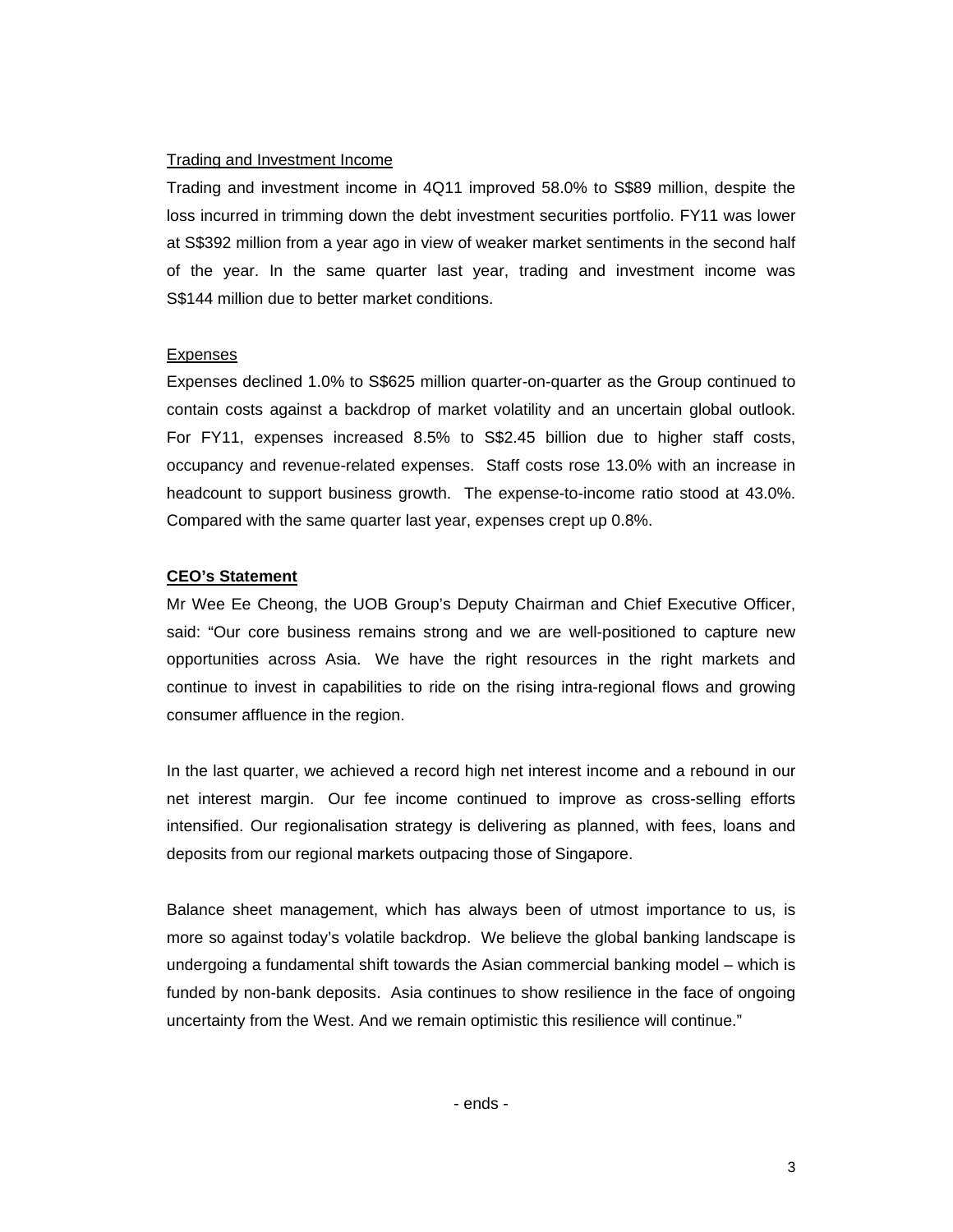Trading and Investment Income

Trading and investment income in 4Q11 improved 58.0% to S$89 million, despite the loss incurred in trimming down the debt investment securities portfolio. FY11 was lower at S$392 million from a year ago in view of weaker market sentiments in the second half of the year. In the same quarter last year, trading and investment income was S$144 million due to better market conditions.

Expenses

Expenses declined 1.0% to S$625 million quarter-on-quarter as the Group continued to contain costs against a backdrop of market volatility and an uncertain global outlook. For FY11, expenses increased 8.5% to S$2.45 billion due to higher staff costs, occupancy and revenue-related expenses. Staff costs rose 13.0% with an increase in headcount to support business growth. The expense-to-income ratio stood at 43.0%. Compared with the same quarter last year, expenses crept up 0.8%.

**CEO's Statement**

Mr Wee Ee Cheong, the UOB Group's Deputy Chairman and Chief Executive Officer, said: "Our core business remains strong and we are well-positioned to capture new opportunities across Asia. We have the right resources in the right markets and continue to invest in capabilities to ride on the rising intra-regional flows and growing consumer affluence in the region.

In the last quarter, we achieved a record high net interest income and a rebound in our net interest margin. Our fee income continued to improve as cross-selling efforts intensified. Our regionalisation strategy is delivering as planned, with fees, loans and deposits from our regional markets outpacing those of Singapore.

Balance sheet management, which has always been of utmost importance to us, is more so against today's volatile backdrop. We believe the global banking landscape is undergoing a fundamental shift towards the Asian commercial banking model – which is funded by non-bank deposits. Asia continues to show resilience in the face of ongoing uncertainty from the West. And we remain optimistic this resilience will continue."

- ends -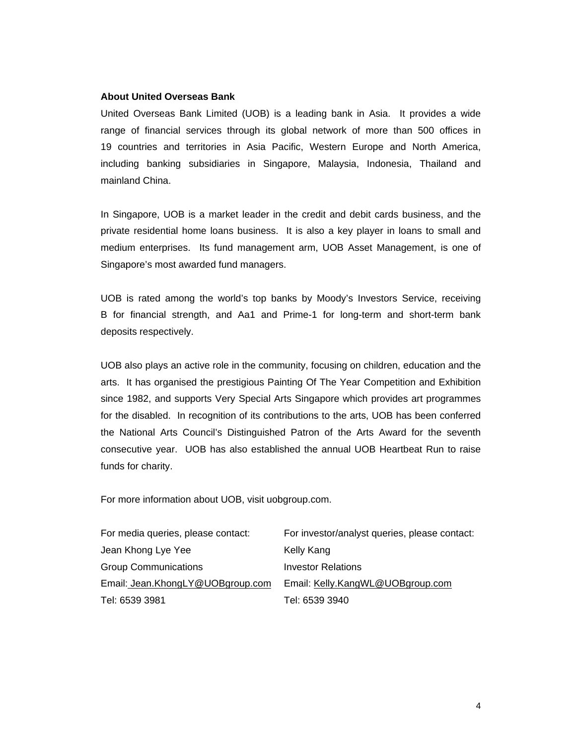**About United Overseas Bank**

United Overseas Bank Limited (UOB) is a leading bank in Asia. It provides a wide range of financial services through its global network of more than 500 offices in 19 countries and territories in Asia Pacific, Western Europe and North America, including banking subsidiaries in Singapore, Malaysia, Indonesia, Thailand and mainland China.

In Singapore, UOB is a market leader in the credit and debit cards business, and the private residential home loans business. It is also a key player in loans to small and medium enterprises. Its fund management arm, UOB Asset Management, is one of Singapore's most awarded fund managers.

UOB is rated among the world's top banks by Moody's Investors Service, receiving B for financial strength, and Aa1 and Prime-1 for long-term and short-term bank deposits respectively.

UOB also plays an active role in the community, focusing on children, education and the arts. It has organised the prestigious Painting Of The Year Competition and Exhibition since 1982, and supports Very Special Arts Singapore which provides art programmes for the disabled. In recognition of its contributions to the arts, UOB has been conferred the National Arts Council's Distinguished Patron of the Arts Award for the seventh consecutive year. UOB has also established the annual UOB Heartbeat Run to raise funds for charity.

For more information about UOB, visit uobgroup.com.

For media queries, please contact:
Jean Khong Lye Yee
Group Communications
Email: Jean.KhongLY@UOBgroup.com
Tel: 6539 3981

For investor/analyst queries, please contact:
Kelly Kang
Investor Relations
Email: Kelly.KangWL@UOBgroup.com
Tel: 6539 3940